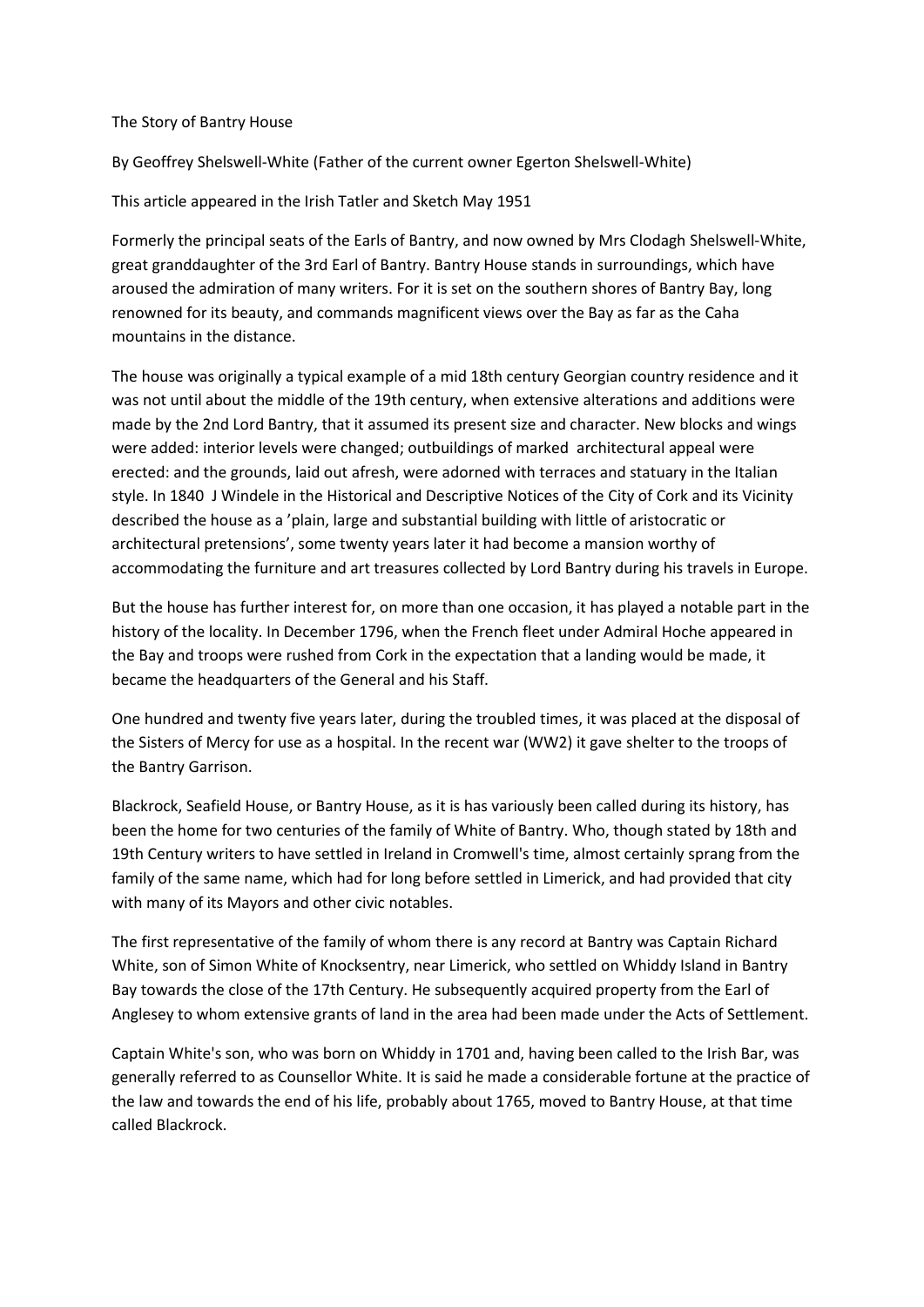# The Story of Bantry House

By Geoffrey Shelswell-White (Father of the current owner Egerton Shelswell-White)

This article appeared in the Irish Tatler and Sketch May 1951

Formerly the principal seats of the Earls of Bantry, and now owned by Mrs Clodagh Shelswell-White, great granddaughter of the 3rd Earl of Bantry. Bantry House stands in surroundings, which have aroused the admiration of many writers. For it is set on the southern shores of Bantry Bay, long renowned for its beauty, and commands magnificent views over the Bay as far as the Caha mountains in the distance.

The house was originally a typical example of a mid 18th century Georgian country residence and it was not until about the middle of the 19th century, when extensive alterations and additions were made by the 2nd Lord Bantry, that it assumed its present size and character. New blocks and wings were added: interior levels were changed; outbuildings of marked architectural appeal were erected: and the grounds, laid out afresh, were adorned with terraces and statuary in the Italian style. In 1840 J Windele in the Historical and Descriptive Notices of the City of Cork and its Vicinity described the house as a 'plain, large and substantial building with little of aristocratic or architectural pretensions', some twenty years later it had become a mansion worthy of accommodating the furniture and art treasures collected by Lord Bantry during his travels in Europe.

But the house has further interest for, on more than one occasion, it has played a notable part in the history of the locality. In December 1796, when the French fleet under Admiral Hoche appeared in the Bay and troops were rushed from Cork in the expectation that a landing would be made, it became the headquarters of the General and his Staff.

One hundred and twenty five years later, during the troubled times, it was placed at the disposal of the Sisters of Mercy for use as a hospital. In the recent war (WW2) it gave shelter to the troops of the Bantry Garrison.

Blackrock, Seafield House, or Bantry House, as it is has variously been called during its history, has been the home for two centuries of the family of White of Bantry. Who, though stated by 18th and 19th Century writers to have settled in Ireland in Cromwell's time, almost certainly sprang from the family of the same name, which had for long before settled in Limerick, and had provided that city with many of its Mayors and other civic notables.

The first representative of the family of whom there is any record at Bantry was Captain Richard White, son of Simon White of Knocksentry, near Limerick, who settled on Whiddy Island in Bantry Bay towards the close of the 17th Century. He subsequently acquired property from the Earl of Anglesey to whom extensive grants of land in the area had been made under the Acts of Settlement.

Captain White's son, who was born on Whiddy in 1701 and, having been called to the Irish Bar, was generally referred to as Counsellor White. It is said he made a considerable fortune at the practice of the law and towards the end of his life, probably about 1765, moved to Bantry House, at that time called Blackrock.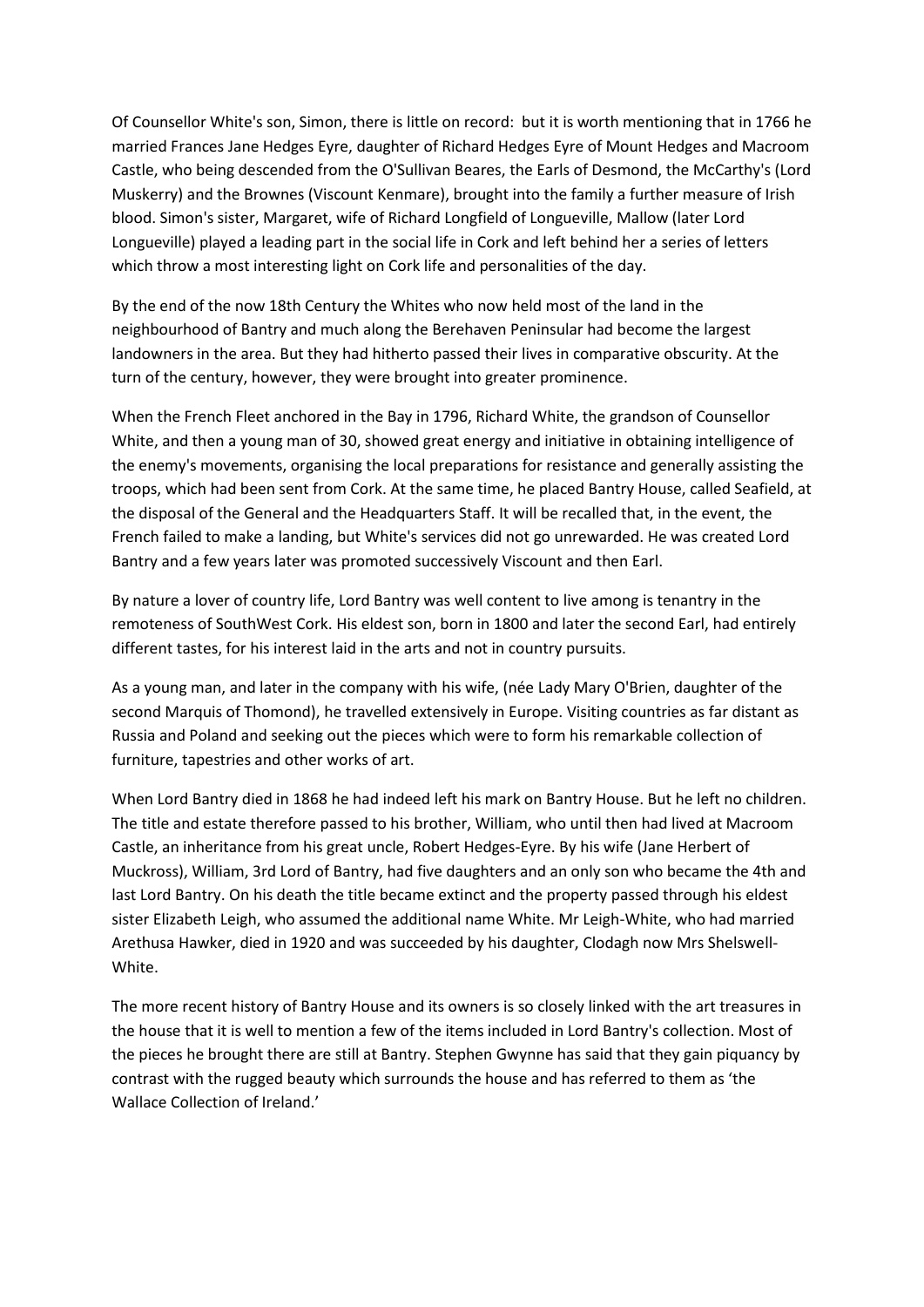Of Counsellor White's son, Simon, there is little on record: but it is worth mentioning that in 1766 he married Frances Jane Hedges Eyre, daughter of Richard Hedges Eyre of Mount Hedges and Macroom Castle, who being descended from the O'Sullivan Beares, the Earls of Desmond, the McCarthy's (Lord Muskerry) and the Brownes (Viscount Kenmare), brought into the family a further measure of Irish blood. Simon's sister, Margaret, wife of Richard Longfield of Longueville, Mallow (later Lord Longueville) played a leading part in the social life in Cork and left behind her a series of letters which throw a most interesting light on Cork life and personalities of the day.

By the end of the now 18th Century the Whites who now held most of the land in the neighbourhood of Bantry and much along the Berehaven Peninsular had become the largest landowners in the area. But they had hitherto passed their lives in comparative obscurity. At the turn of the century, however, they were brought into greater prominence.

When the French Fleet anchored in the Bay in 1796, Richard White, the grandson of Counsellor White, and then a young man of 30, showed great energy and initiative in obtaining intelligence of the enemy's movements, organising the local preparations for resistance and generally assisting the troops, which had been sent from Cork. At the same time, he placed Bantry House, called Seafield, at the disposal of the General and the Headquarters Staff. It will be recalled that, in the event, the French failed to make a landing, but White's services did not go unrewarded. He was created Lord Bantry and a few years later was promoted successively Viscount and then Earl.

By nature a lover of country life, Lord Bantry was well content to live among is tenantry in the remoteness of SouthWest Cork. His eldest son, born in 1800 and later the second Earl, had entirely different tastes, for his interest laid in the arts and not in country pursuits.

As a young man, and later in the company with his wife, (née Lady Mary O'Brien, daughter of the second Marquis of Thomond), he travelled extensively in Europe. Visiting countries as far distant as Russia and Poland and seeking out the pieces which were to form his remarkable collection of furniture, tapestries and other works of art.

When Lord Bantry died in 1868 he had indeed left his mark on Bantry House. But he left no children. The title and estate therefore passed to his brother, William, who until then had lived at Macroom Castle, an inheritance from his great uncle, Robert Hedges-Eyre. By his wife (Jane Herbert of Muckross), William, 3rd Lord of Bantry, had five daughters and an only son who became the 4th and last Lord Bantry. On his death the title became extinct and the property passed through his eldest sister Elizabeth Leigh, who assumed the additional name White. Mr Leigh-White, who had married Arethusa Hawker, died in 1920 and was succeeded by his daughter, Clodagh now Mrs Shelswell-White.

The more recent history of Bantry House and its owners is so closely linked with the art treasures in the house that it is well to mention a few of the items included in Lord Bantry's collection. Most of the pieces he brought there are still at Bantry. Stephen Gwynne has said that they gain piquancy by contrast with the rugged beauty which surrounds the house and has referred to them as 'the Wallace Collection of Ireland.'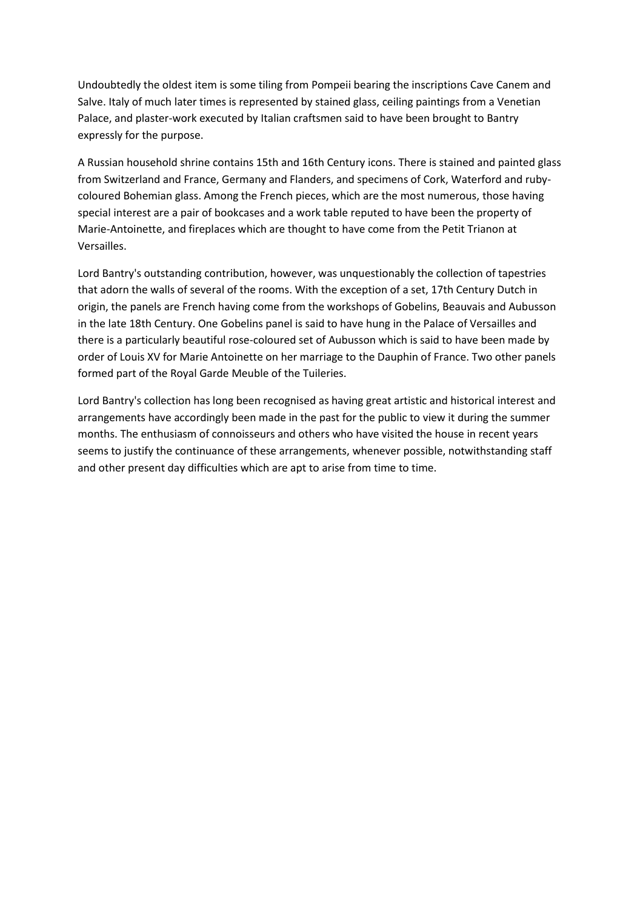Undoubtedly the oldest item is some tiling from Pompeii bearing the inscriptions Cave Canem and Salve. Italy of much later times is represented by stained glass, ceiling paintings from a Venetian Palace, and plaster-work executed by Italian craftsmen said to have been brought to Bantry expressly for the purpose.

A Russian household shrine contains 15th and 16th Century icons. There is stained and painted glass from Switzerland and France, Germany and Flanders, and specimens of Cork, Waterford and ruby-coloured Bohemian glass. Among the French pieces, which are the most numerous, those having special interest are a pair of bookcases and a work table reputed to have been the property of Marie-Antoinette, and fireplaces which are thought to have come from the Petit Trianon at Versailles.

Lord Bantry's outstanding contribution, however, was unquestionably the collection of tapestries that adorn the walls of several of the rooms. With the exception of a set, 17th Century Dutch in origin, the panels are French having come from the workshops of Gobelins, Beauvais and Aubusson in the late 18th Century. One Gobelins panel is said to have hung in the Palace of Versailles and there is a particularly beautiful rose-coloured set of Aubusson which is said to have been made by order of Louis XV for Marie Antoinette on her marriage to the Dauphin of France. Two other panels formed part of the Royal Garde Meuble of the Tuileries.

Lord Bantry's collection has long been recognised as having great artistic and historical interest and arrangements have accordingly been made in the past for the public to view it during the summer months. The enthusiasm of connoisseurs and others who have visited the house in recent years seems to justify the continuance of these arrangements, whenever possible, notwithstanding staff and other present day difficulties which are apt to arise from time to time.